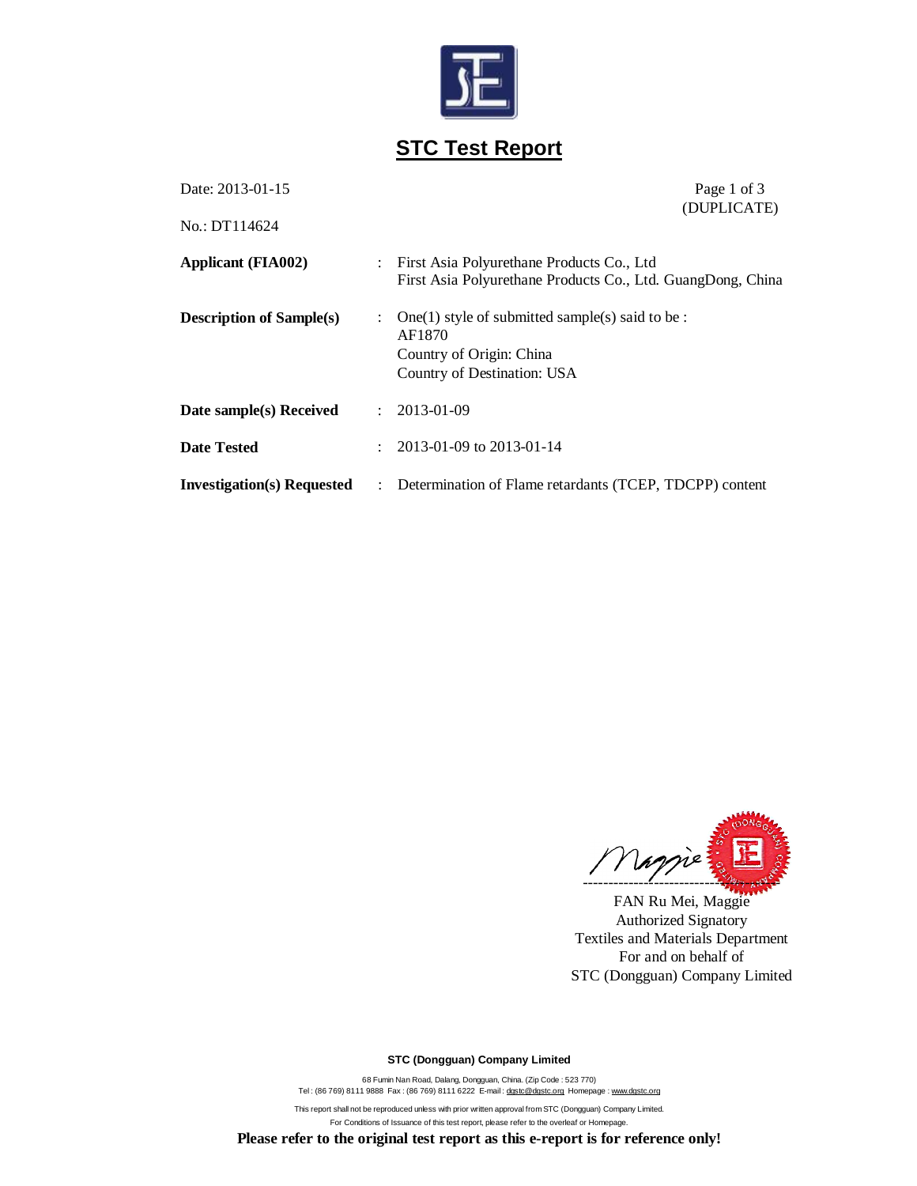# STC Test Report

Date: 2013-01-15

(DUPLICATE)

No.: DT114624

| | | |
|---|---|---|
| **Applicant (FIA002)** | : | First Asia Polyurethane Products Co., Ltd<br>First Asia Polyurethane Products Co., Ltd. GuangDong, China |
| **Description of Sample(s)** | : | One(1) style of submitted sample(s) said to be :<br>AF1870<br>Country of Origin: China<br>Country of Destination: USA |
| **Date sample(s) Received** | : | 2013-01-09 |
| **Date Tested** | : | 2013-01-09 to 2013-01-14 |
| **Investigation(s) Requested** | : | Determination of Flame retardants (TCEP, TDCPP) content |

Maggie

FAN Ru Mei, Maggie
Authorized Signatory
Textiles and Materials Department
For and on behalf of
STC (Dongguan) Company Limited

**STC (Dongguan) Company Limited**

68 Fumin Nan Road, Dalang, Dongguan, China. (Zip Code : 523 770)
Tel : (86 769) 8111 9888 Fax : (86 769) 8111 6222 E-mail : dgstc@dgstc.org Homepage : www.dgstc.org

This report shall not be reproduced unless with prior written approval from STC (Dongguan) Company Limited.
For Conditions of Issuance of this test report, please refer to the overleaf or Homepage.

**Please refer to the original test report as this e-report is for reference only!**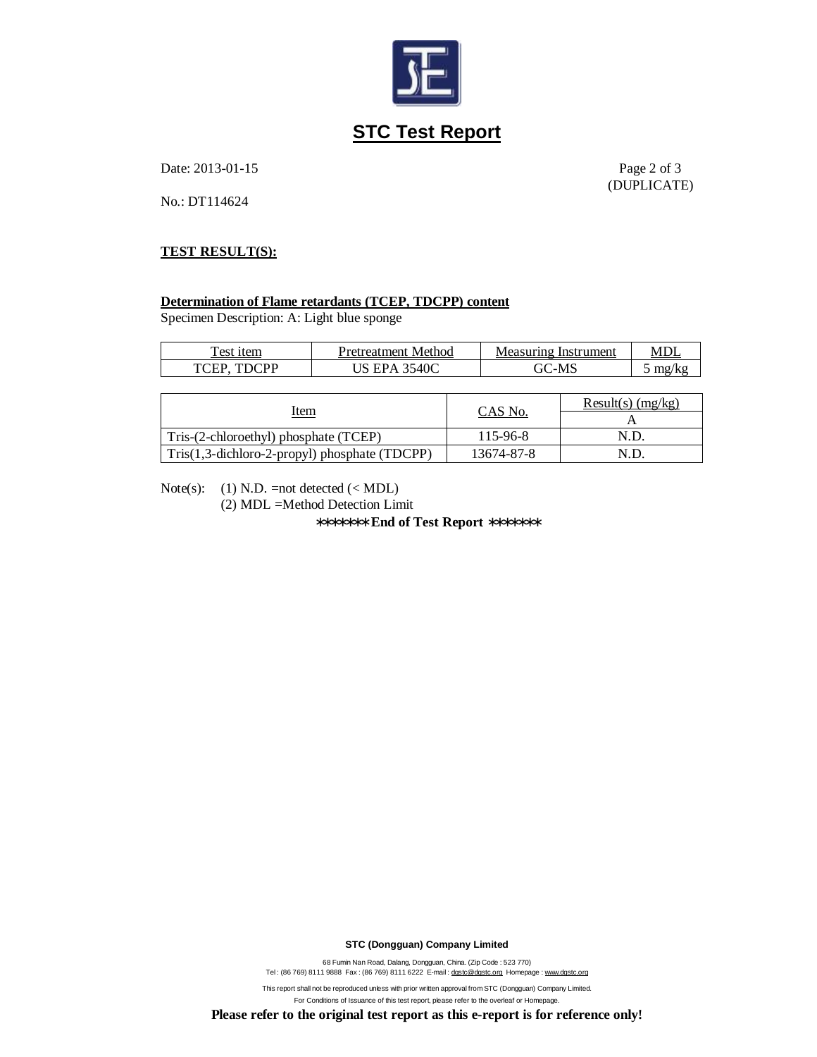# STC Test Report

Date: 2013-01-15

(DUPLICATE)

No.: DT114624

**TEST RESULT(S):**

**Determination of Flame retardants (TCEP, TDCPP) content**

Specimen Description: A: Light blue sponge

| Test item | Pretreatment Method | Measuring Instrument | MDL |
| --- | --- | --- | --- |
| TCEP, TDCPP | US EPA 3540C | GC-MS | 5 mg/kg |

| Item | CAS No. | Result(s) (mg/kg) |
| --- | --- | --- |
| | | A |
| Tris-(2-chloroethyl) phosphate (TCEP) | 115-96-8 | N.D. |
| Tris(1,3-dichloro-2-propyl) phosphate (TDCPP) | 13674-87-8 | N.D. |

Note(s): (1) N.D. =not detected (< MDL)

(2) MDL =Method Detection Limit

**\*\*\*\*\*\*\*End of Test Report \*\*\*\*\*\*\***

**STC (Dongguan) Company Limited**

68 Fumin Nan Road, Dalang, Dongguan, China. (Zip Code : 523 770)
Tel : (86 769) 8111 9888 Fax : (86 769) 8111 6222 E-mail : dgstc@dgstc.org Homepage : www.dgstc.org

This report shall not be reproduced unless with prior written approval from STC (Dongguan) Company Limited.
For Conditions of Issuance of this test report, please refer to the overleaf or Homepage.

**Please refer to the original test report as this e-report is for reference only!**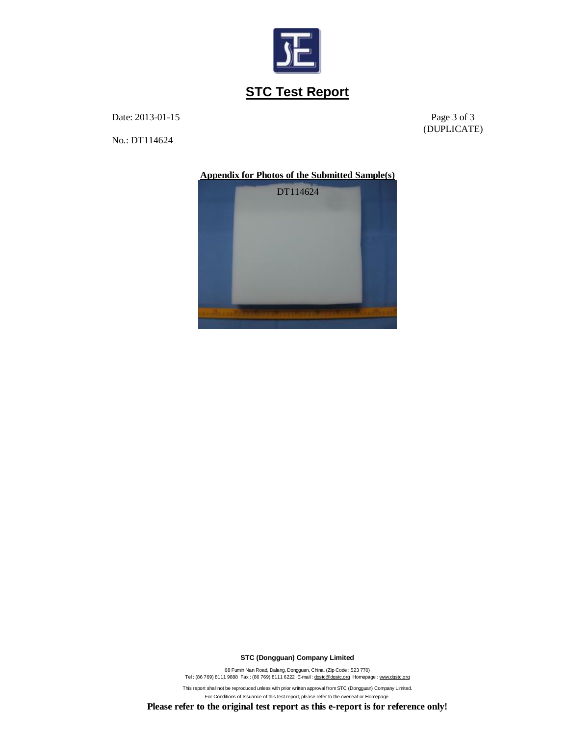# STC Test Report

Date: 2013-01-15

(DUPLICATE)

No.: DT114624

**Appendix for Photos of the Submitted Sample(s)**

DT114624

**STC (Dongguan) Company Limited**

68 Fumin Nan Road, Dalang, Dongguan, China. (Zip Code : 523 770)
Tel : (86 769) 8111 9888 Fax : (86 769) 8111 6222 E-mail : dgstc@dgstc.org Homepage : www.dgstc.org

This report shall not be reproduced unless with prior written approval from STC (Dongguan) Company Limited.
For Conditions of Issuance of this test report, please refer to the overleaf or Homepage.

**Please refer to the original test report as this e-report is for reference only!**